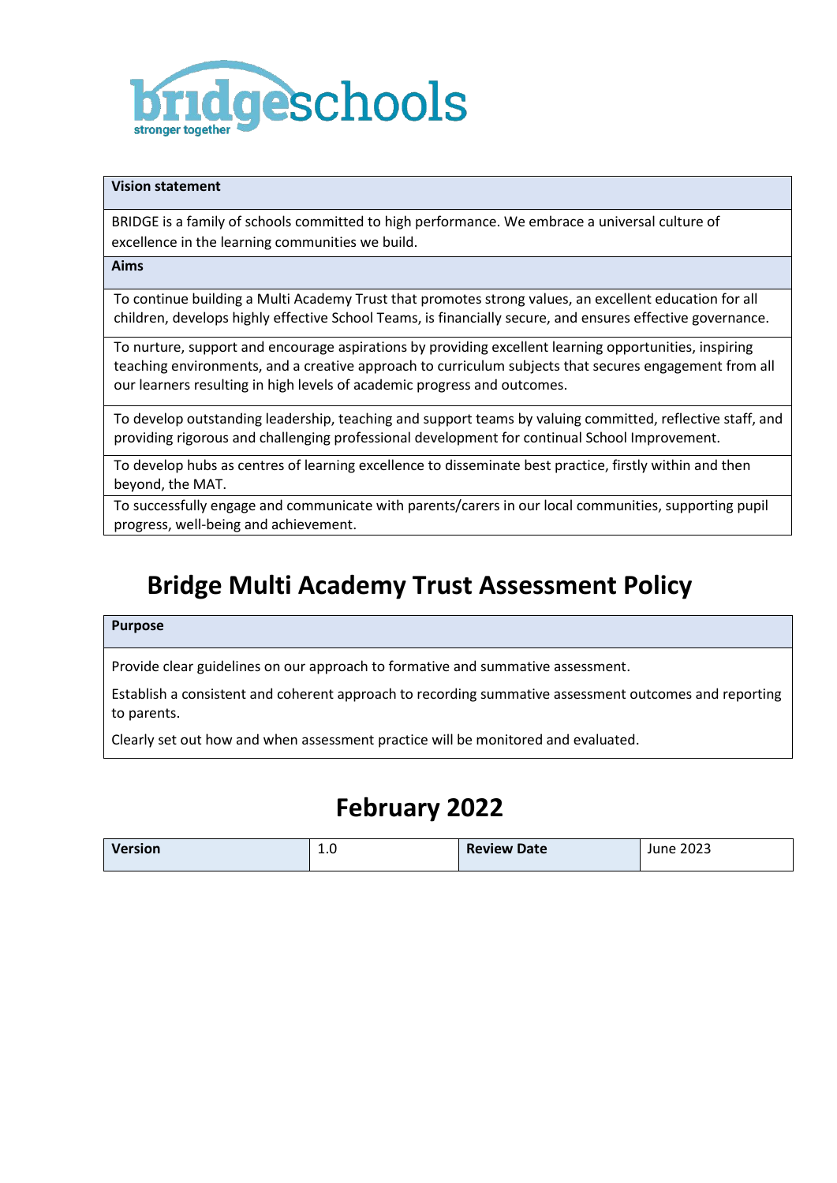bridgeschools
stronger together

| **Vision statement** |
| --- |
| BRIDGE is a family of schools committed to high performance. We embrace a universal culture of excellence in the learning communities we build. |
| **Aims** |
| To continue building a Multi Academy Trust that promotes strong values, an excellent education for all children, develops highly effective School Teams, is financially secure, and ensures effective governance. |
| To nurture, support and encourage aspirations by providing excellent learning opportunities, inspiring teaching environments, and a creative approach to curriculum subjects that secures engagement from all our learners resulting in high levels of academic progress and outcomes. |
| To develop outstanding leadership, teaching and support teams by valuing committed, reflective staff, and providing rigorous and challenging professional development for continual School Improvement. |
| To develop hubs as centres of learning excellence to disseminate best practice, firstly within and then beyond, the MAT. |
| To successfully engage and communicate with parents/carers in our local communities, supporting pupil progress, well-being and achievement. |

# Bridge Multi Academy Trust Assessment Policy

| **Purpose** |
| --- |
| Provide clear guidelines on our approach to formative and summative assessment.<br><br>Establish a consistent and coherent approach to recording summative assessment outcomes and reporting to parents.<br><br>Clearly set out how and when assessment practice will be monitored and evaluated. |

## February 2022

| **Version** | 1.0 | **Review Date** | June 2023 |
| --- | --- | --- | --- |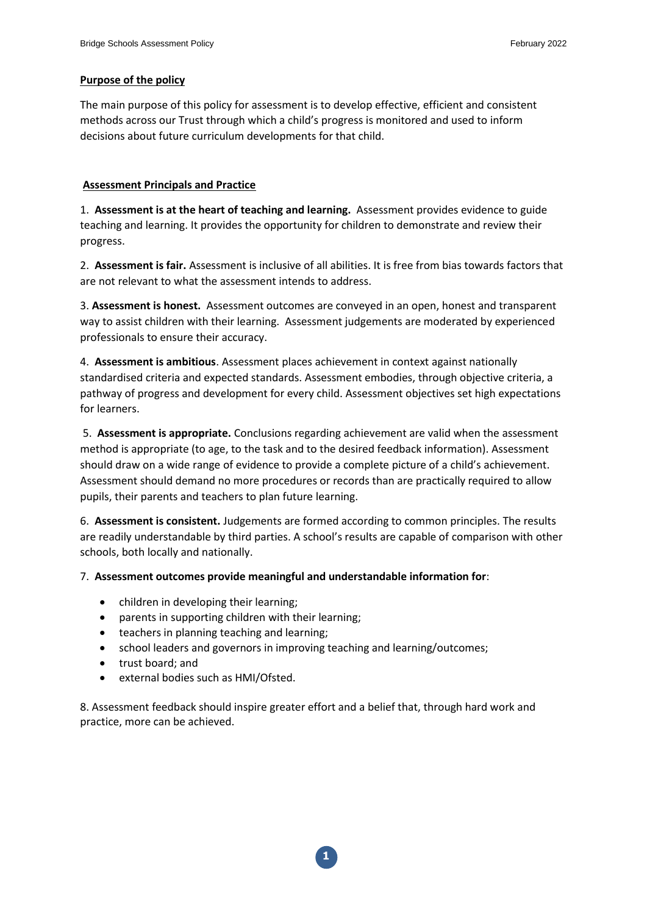## Purpose of the policy

The main purpose of this policy for assessment is to develop effective, efficient and consistent methods across our Trust through which a child's progress is monitored and used to inform decisions about future curriculum developments for that child.

## Assessment Principals and Practice

1. **Assessment is at the heart of teaching and learning.** Assessment provides evidence to guide teaching and learning. It provides the opportunity for children to demonstrate and review their progress.

2. **Assessment is fair.** Assessment is inclusive of all abilities. It is free from bias towards factors that are not relevant to what the assessment intends to address.

3. **Assessment is honest.** Assessment outcomes are conveyed in an open, honest and transparent way to assist children with their learning. Assessment judgements are moderated by experienced professionals to ensure their accuracy.

4. **Assessment is ambitious**. Assessment places achievement in context against nationally standardised criteria and expected standards. Assessment embodies, through objective criteria, a pathway of progress and development for every child. Assessment objectives set high expectations for learners.

5. **Assessment is appropriate.** Conclusions regarding achievement are valid when the assessment method is appropriate (to age, to the task and to the desired feedback information). Assessment should draw on a wide range of evidence to provide a complete picture of a child's achievement. Assessment should demand no more procedures or records than are practically required to allow pupils, their parents and teachers to plan future learning.

6. **Assessment is consistent.** Judgements are formed according to common principles. The results are readily understandable by third parties. A school's results are capable of comparison with other schools, both locally and nationally.

7. **Assessment outcomes provide meaningful and understandable information for**:

- children in developing their learning;
- parents in supporting children with their learning;
- teachers in planning teaching and learning;
- school leaders and governors in improving teaching and learning/outcomes;
- trust board; and
- external bodies such as HMI/Ofsted.

8. Assessment feedback should inspire greater effort and a belief that, through hard work and practice, more can be achieved.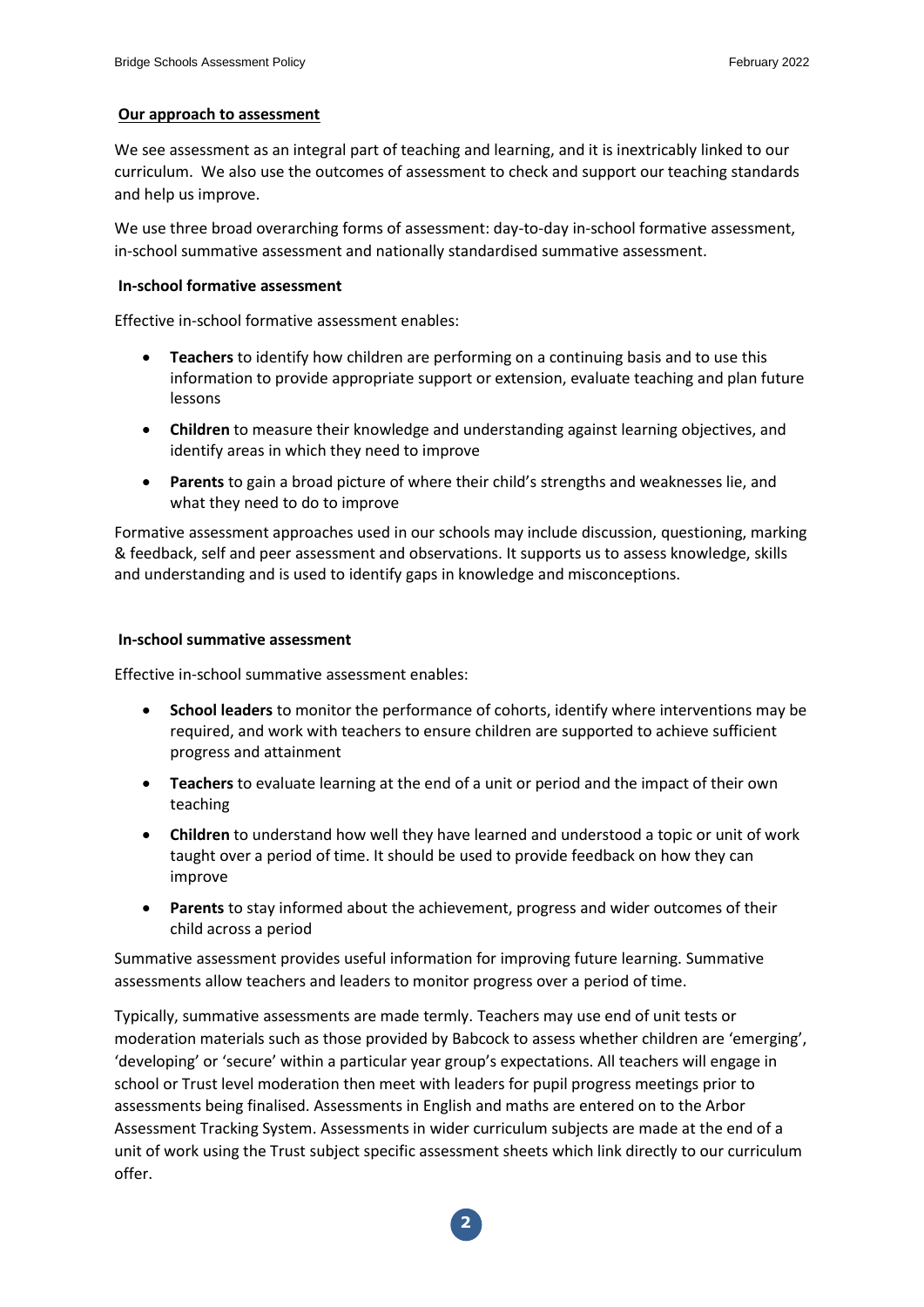## Our approach to assessment

We see assessment as an integral part of teaching and learning, and it is inextricably linked to our curriculum. We also use the outcomes of assessment to check and support our teaching standards and help us improve.

We use three broad overarching forms of assessment: day-to-day in-school formative assessment, in-school summative assessment and nationally standardised summative assessment.

### In-school formative assessment

Effective in-school formative assessment enables:

- **Teachers** to identify how children are performing on a continuing basis and to use this information to provide appropriate support or extension, evaluate teaching and plan future lessons
- **Children** to measure their knowledge and understanding against learning objectives, and identify areas in which they need to improve
- **Parents** to gain a broad picture of where their child's strengths and weaknesses lie, and what they need to do to improve

Formative assessment approaches used in our schools may include discussion, questioning, marking & feedback, self and peer assessment and observations. It supports us to assess knowledge, skills and understanding and is used to identify gaps in knowledge and misconceptions.

### In-school summative assessment

Effective in-school summative assessment enables:

- **School leaders** to monitor the performance of cohorts, identify where interventions may be required, and work with teachers to ensure children are supported to achieve sufficient progress and attainment
- **Teachers** to evaluate learning at the end of a unit or period and the impact of their own teaching
- **Children** to understand how well they have learned and understood a topic or unit of work taught over a period of time. It should be used to provide feedback on how they can improve
- **Parents** to stay informed about the achievement, progress and wider outcomes of their child across a period

Summative assessment provides useful information for improving future learning. Summative assessments allow teachers and leaders to monitor progress over a period of time.

Typically, summative assessments are made termly. Teachers may use end of unit tests or moderation materials such as those provided by Babcock to assess whether children are 'emerging', 'developing' or 'secure' within a particular year group's expectations. All teachers will engage in school or Trust level moderation then meet with leaders for pupil progress meetings prior to assessments being finalised. Assessments in English and maths are entered on to the Arbor Assessment Tracking System. Assessments in wider curriculum subjects are made at the end of a unit of work using the Trust subject specific assessment sheets which link directly to our curriculum offer.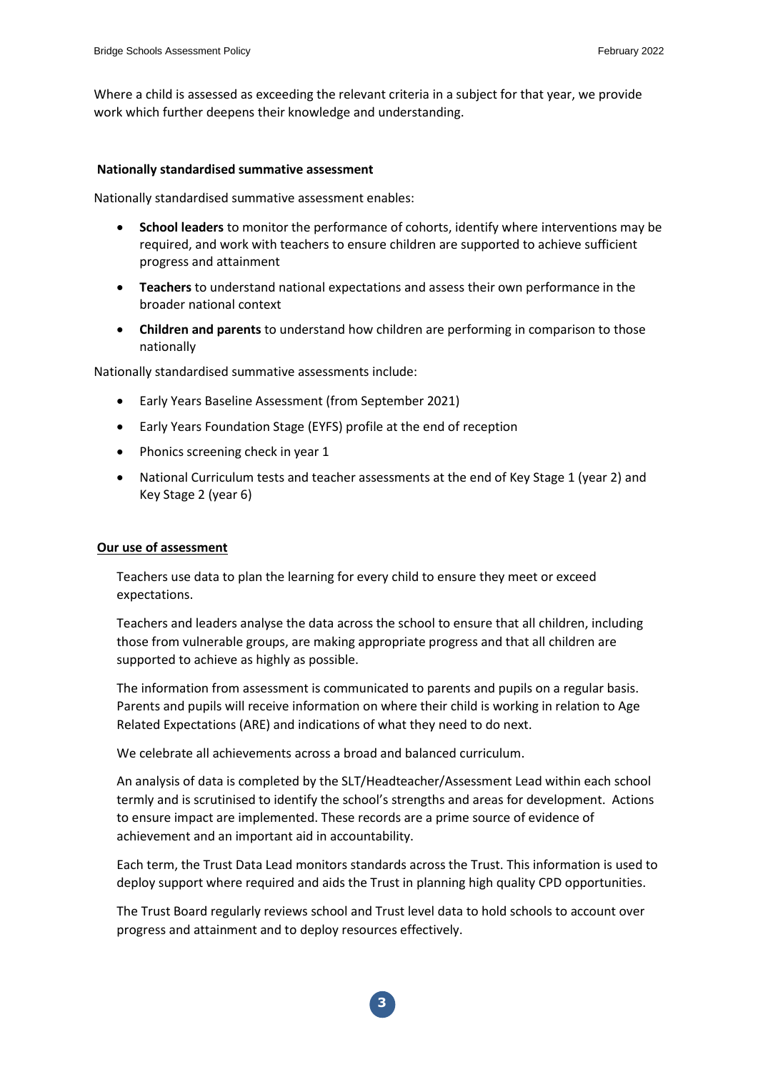Where a child is assessed as exceeding the relevant criteria in a subject for that year, we provide work which further deepens their knowledge and understanding.

### Nationally standardised summative assessment

Nationally standardised summative assessment enables:

- **School leaders** to monitor the performance of cohorts, identify where interventions may be required, and work with teachers to ensure children are supported to achieve sufficient progress and attainment
- **Teachers** to understand national expectations and assess their own performance in the broader national context
- **Children and parents** to understand how children are performing in comparison to those nationally

Nationally standardised summative assessments include:

- Early Years Baseline Assessment (from September 2021)
- Early Years Foundation Stage (EYFS) profile at the end of reception
- Phonics screening check in year 1
- National Curriculum tests and teacher assessments at the end of Key Stage 1 (year 2) and Key Stage 2 (year 6)

### Our use of assessment

Teachers use data to plan the learning for every child to ensure they meet or exceed expectations.

Teachers and leaders analyse the data across the school to ensure that all children, including those from vulnerable groups, are making appropriate progress and that all children are supported to achieve as highly as possible.

The information from assessment is communicated to parents and pupils on a regular basis. Parents and pupils will receive information on where their child is working in relation to Age Related Expectations (ARE) and indications of what they need to do next.

We celebrate all achievements across a broad and balanced curriculum.

An analysis of data is completed by the SLT/Headteacher/Assessment Lead within each school termly and is scrutinised to identify the school's strengths and areas for development. Actions to ensure impact are implemented. These records are a prime source of evidence of achievement and an important aid in accountability.

Each term, the Trust Data Lead monitors standards across the Trust. This information is used to deploy support where required and aids the Trust in planning high quality CPD opportunities.

The Trust Board regularly reviews school and Trust level data to hold schools to account over progress and attainment and to deploy resources effectively.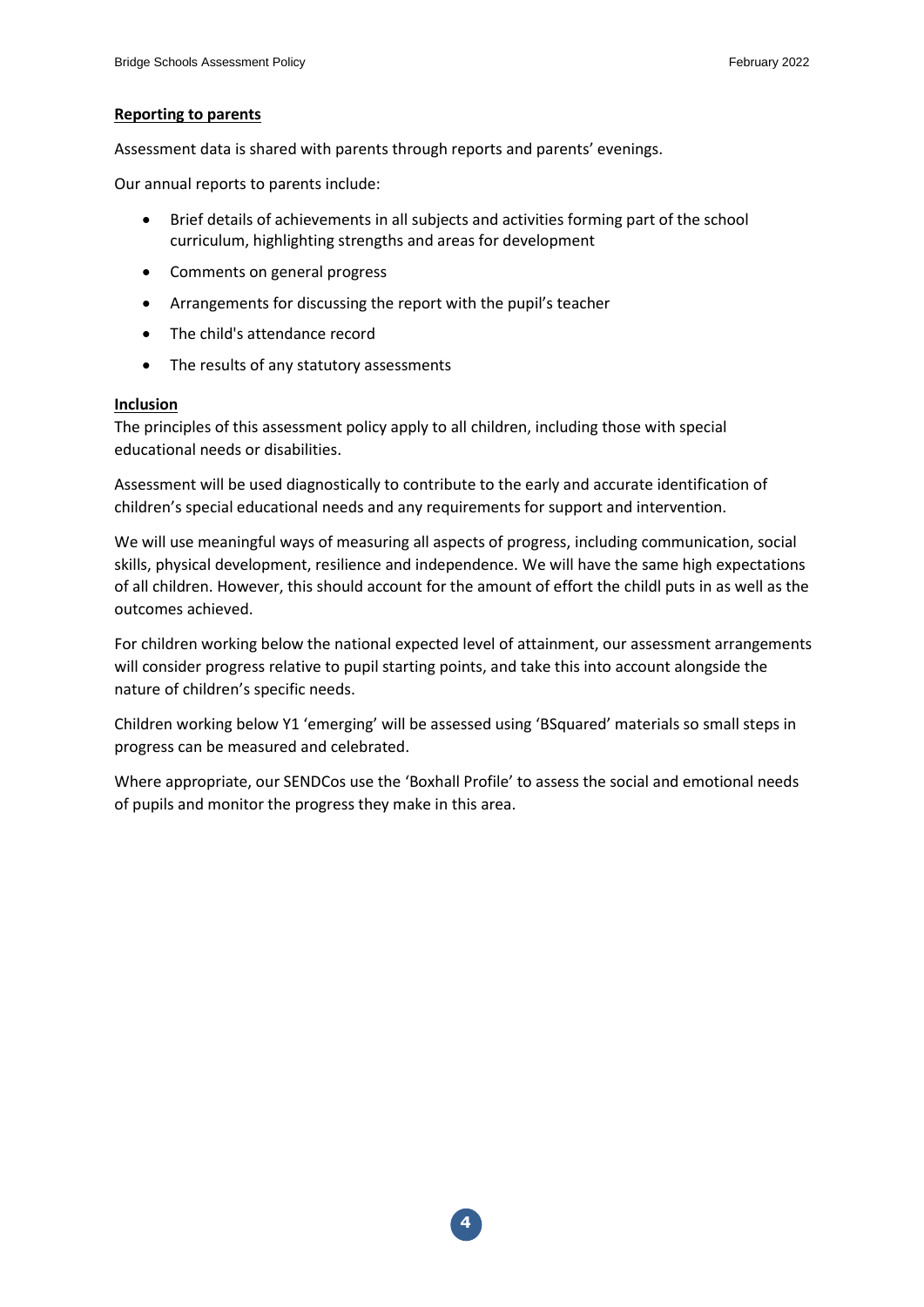**Reporting to parents**

Assessment data is shared with parents through reports and parents' evenings.

Our annual reports to parents include:

- Brief details of achievements in all subjects and activities forming part of the school curriculum, highlighting strengths and areas for development
- Comments on general progress
- Arrangements for discussing the report with the pupil's teacher
- The child's attendance record
- The results of any statutory assessments

**Inclusion**

The principles of this assessment policy apply to all children, including those with special educational needs or disabilities.

Assessment will be used diagnostically to contribute to the early and accurate identification of children's special educational needs and any requirements for support and intervention.

We will use meaningful ways of measuring all aspects of progress, including communication, social skills, physical development, resilience and independence. We will have the same high expectations of all children. However, this should account for the amount of effort the childl puts in as well as the outcomes achieved.

For children working below the national expected level of attainment, our assessment arrangements will consider progress relative to pupil starting points, and take this into account alongside the nature of children's specific needs.

Children working below Y1 'emerging' will be assessed using 'BSquared' materials so small steps in progress can be measured and celebrated.

Where appropriate, our SENDCos use the 'Boxhall Profile' to assess the social and emotional needs of pupils and monitor the progress they make in this area.